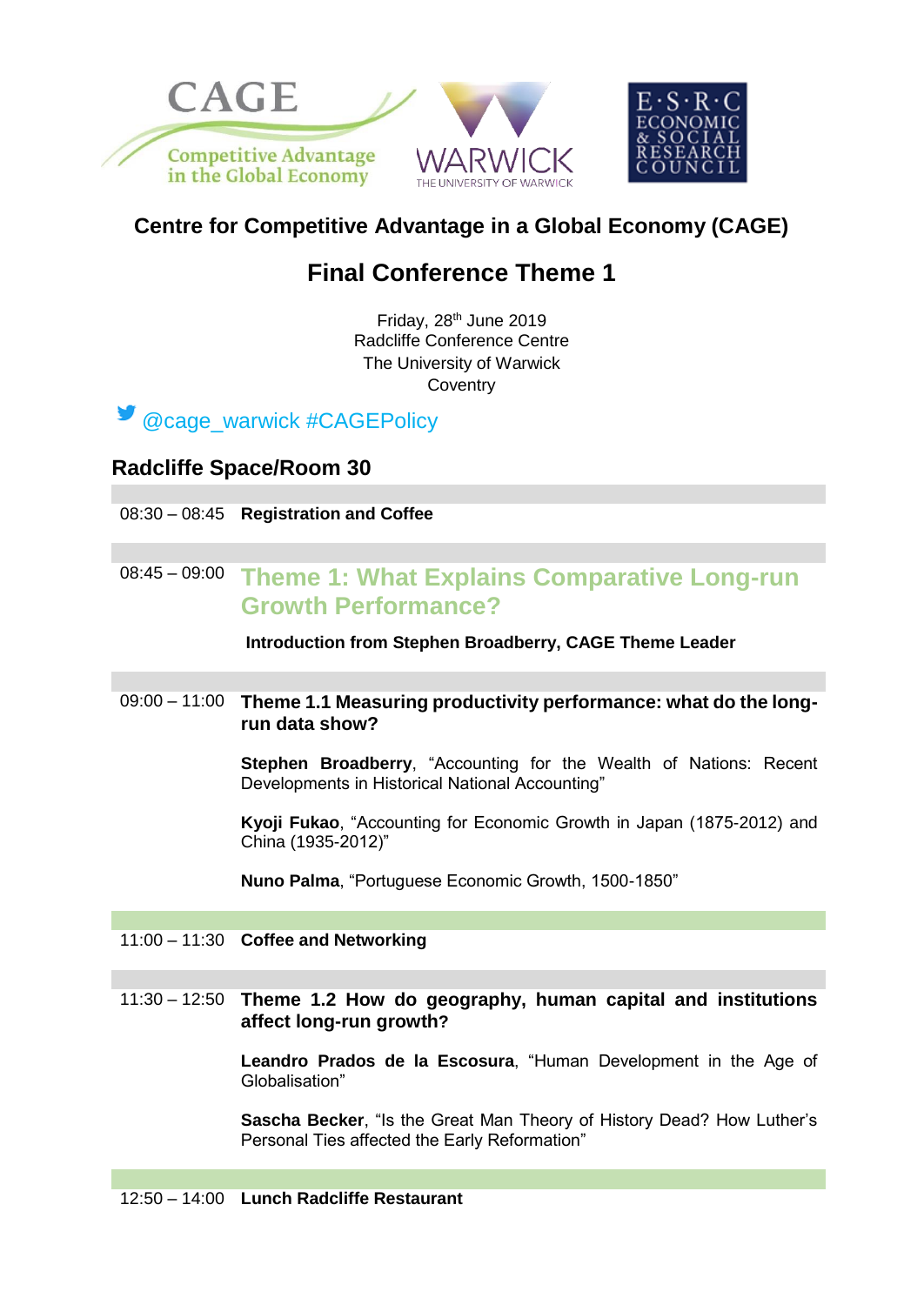# Centre for Competitive Advantage in a Global Economy (CAGE)

## Final Conference Theme 1

Friday, 28th June 2019
Radcliffe Conference Centre
The University of Warwick
Coventry

@cage_warwick #CAGEPolicy

### Radcliffe Space/Room 30

08:30 – 08:45 **Registration and Coffee**

08:45 – 09:00 **Theme 1: What Explains Comparative Long-run Growth Performance?**

**Introduction from Stephen Broadberry, CAGE Theme Leader**

09:00 – 11:00 **Theme 1.1 Measuring productivity performance: what do the long-run data show?**

**Stephen Broadberry**, "Accounting for the Wealth of Nations: Recent Developments in Historical National Accounting"

**Kyoji Fukao**, "Accounting for Economic Growth in Japan (1875-2012) and China (1935-2012)"

**Nuno Palma**, "Portuguese Economic Growth, 1500-1850"

11:00 – 11:30 **Coffee and Networking**

11:30 – 12:50 **Theme 1.2 How do geography, human capital and institutions affect long-run growth?**

**Leandro Prados de la Escosura**, "Human Development in the Age of Globalisation"

**Sascha Becker**, "Is the Great Man Theory of History Dead? How Luther's Personal Ties affected the Early Reformation"

12:50 – 14:00 **Lunch Radcliffe Restaurant**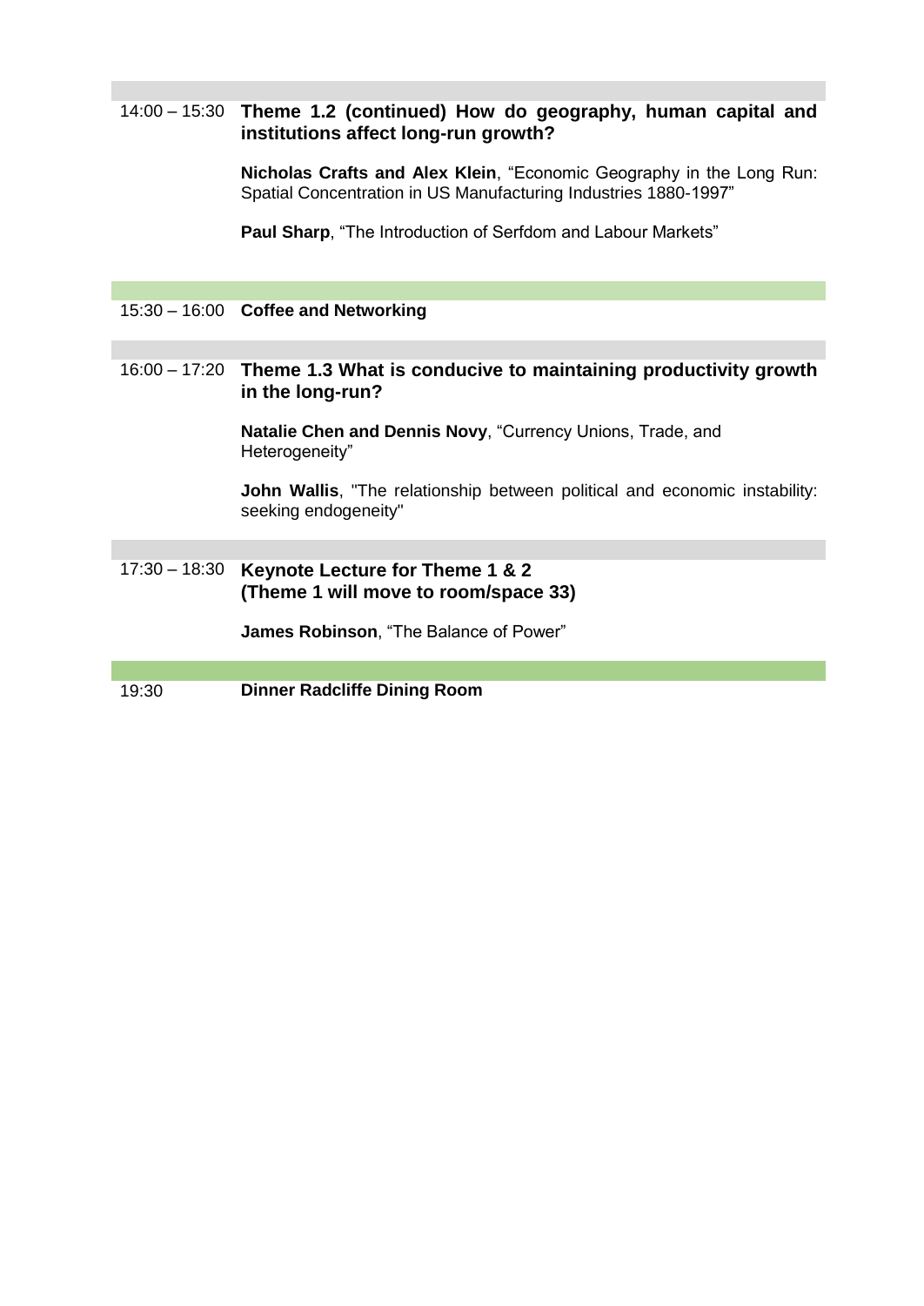14:00 – 15:30 **Theme 1.2 (continued) How do geography, human capital and institutions affect long-run growth?**

**Nicholas Crafts and Alex Klein**, "Economic Geography in the Long Run: Spatial Concentration in US Manufacturing Industries 1880-1997"

**Paul Sharp**, "The Introduction of Serfdom and Labour Markets"

15:30 – 16:00 **Coffee and Networking**

16:00 – 17:20 **Theme 1.3 What is conducive to maintaining productivity growth in the long-run?**

**Natalie Chen and Dennis Novy**, "Currency Unions, Trade, and Heterogeneity"

**John Wallis**, "The relationship between political and economic instability: seeking endogeneity"

17:30 – 18:30 **Keynote Lecture for Theme 1 & 2 (Theme 1 will move to room/space 33)**

**James Robinson**, "The Balance of Power"

19:30 **Dinner Radcliffe Dining Room**